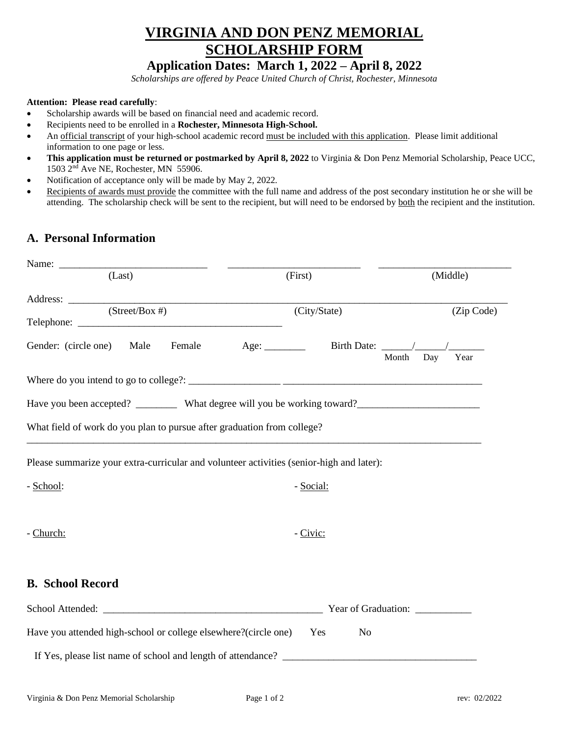# VIRGINIA AND DON PENZ MEMORIAL SCHOLARSHIP FORM

## Application Dates: March 1, 2022 – April 8, 2022

*Scholarships are offered by Peace United Church of Christ, Rochester, Minnesota*

**Attention: Please read carefully**:

- Scholarship awards will be based on financial need and academic record.
- Recipients need to be enrolled in a **Rochester, Minnesota High-School.**
- An official transcript of your high-school academic record must be included with this application. Please limit additional information to one page or less.
- **This application must be returned or postmarked by April 8, 2022** to Virginia & Don Penz Memorial Scholarship, Peace UCC, 1503 2nd Ave NE, Rochester, MN 55906.
- Notification of acceptance only will be made by May 2, 2022.
- Recipients of awards must provide the committee with the full name and address of the post secondary institution he or she will be attending. The scholarship check will be sent to the recipient, but will need to be endorsed by both the recipient and the institution.

## A. Personal Information

Name: ____________________________ ____________________________ ____________________________
(Last) (First) (Middle)

Address: __________________________________________________________________________
(Street/Box #) (City/State) (Zip Code)

Telephone: ______________________________________

Gender: (circle one) Male Female Age: ________ Birth Date: ______/______/_______
Month Day Year

Where do you intend to go to college?: __________________ ______________________________________

Have you been accepted? ________ What degree will you be working toward?________________________

What field of work do you plan to pursue after graduation from college?
__________________________________________________________________________

Please summarize your extra-curricular and volunteer activities (senior-high and later):

- School:

- Social:

- Church:

- Civic:

## B. School Record

School Attended: __________________________________________ Year of Graduation: ___________

Have you attended high-school or college elsewhere?(circle one) Yes No

If Yes, please list name of school and length of attendance? ______________________________________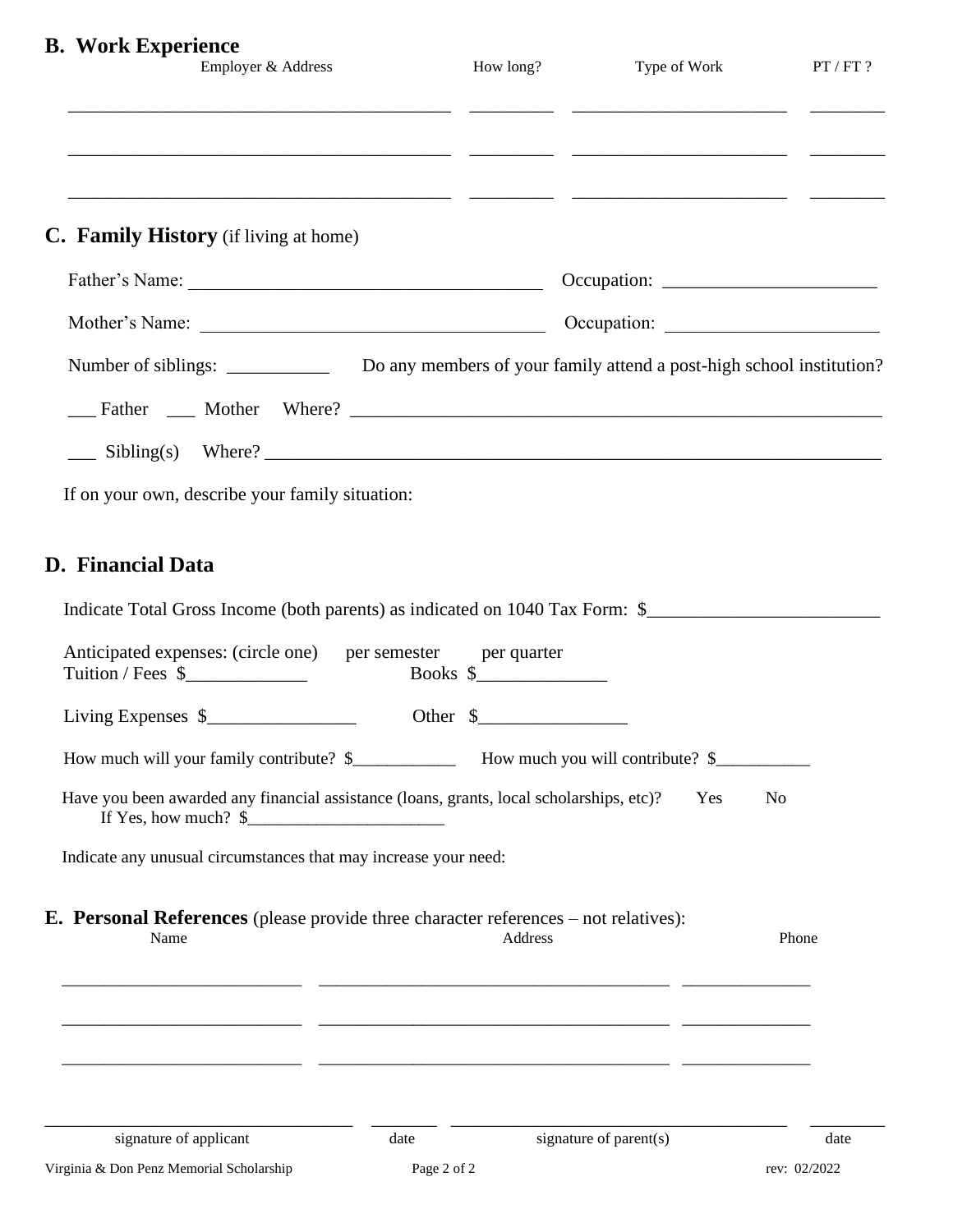## B. Work Experience

| Employer & Address | How long? | Type of Work | PT / FT ? |
|---|---|---|---|
| | | | |
| | | | |
| | | | |

## C. Family History (if living at home)

Father's Name: ______________________________________ Occupation: ______________________

Mother's Name: _____________________________________ Occupation: ______________________

Number of siblings: __________ Do any members of your family attend a post-high school institution?

___ Father ___ Mother Where? ___________________________________________________________

___ Sibling(s) Where? _________________________________________________________________

If on your own, describe your family situation:

## D. Financial Data

Indicate Total Gross Income (both parents) as indicated on 1040 Tax Form: $________________________

Anticipated expenses: (circle one) per semester per quarter
Tuition / Fees $____________ Books $_____________

Living Expenses $_______________ Other $_______________

How much will your family contribute? $___________ How much you will contribute? $__________

Have you been awarded any financial assistance (loans, grants, local scholarships, etc)? Yes No
If Yes, how much? $______________________

Indicate any unusual circumstances that may increase your need:

## E. Personal References (please provide three character references – not relatives):

| Name | Address | Phone |
|---|---|---|
| | | |
| | | |
| | | |

___________________________________ ________ ______________________________________ ________
signature of applicant date signature of parent(s) date

Virginia & Don Penz Memorial Scholarship rev: 02/2022